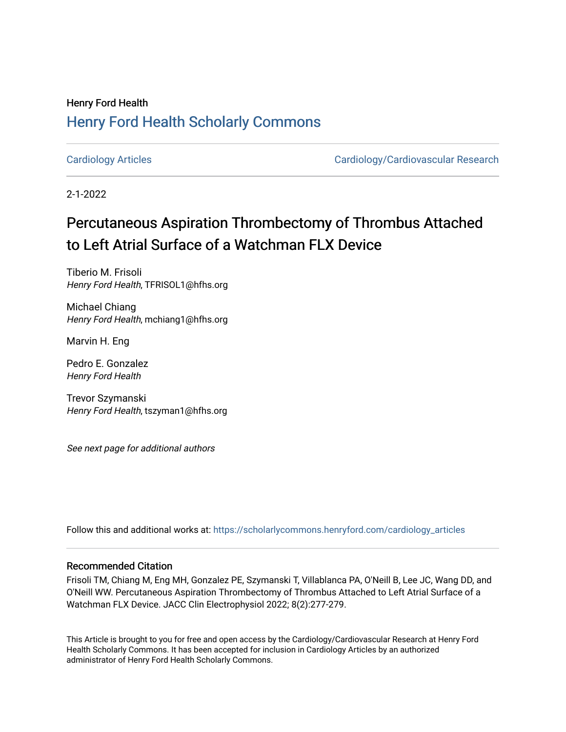Henry Ford Health

# Henry Ford Health Scholarly Commons

Cardiology Articles | Cardiology/Cardiovascular Research

2-1-2022

## Percutaneous Aspiration Thrombectomy of Thrombus Attached to Left Atrial Surface of a Watchman FLX Device

Tiberio M. Frisoli
*Henry Ford Health*, TFRISOL1@hfhs.org

Michael Chiang
*Henry Ford Health*, mchiang1@hfhs.org

Marvin H. Eng

Pedro E. Gonzalez
*Henry Ford Health*

Trevor Szymanski
*Henry Ford Health*, tszyman1@hfhs.org

*See next page for additional authors*

Follow this and additional works at: https://scholarlycommons.henryford.com/cardiology_articles

### Recommended Citation

Frisoli TM, Chiang M, Eng MH, Gonzalez PE, Szymanski T, Villablanca PA, O'Neill B, Lee JC, Wang DD, and O'Neill WW. Percutaneous Aspiration Thrombectomy of Thrombus Attached to Left Atrial Surface of a Watchman FLX Device. JACC Clin Electrophysiol 2022; 8(2):277-279.

This Article is brought to you for free and open access by the Cardiology/Cardiovascular Research at Henry Ford Health Scholarly Commons. It has been accepted for inclusion in Cardiology Articles by an authorized administrator of Henry Ford Health Scholarly Commons.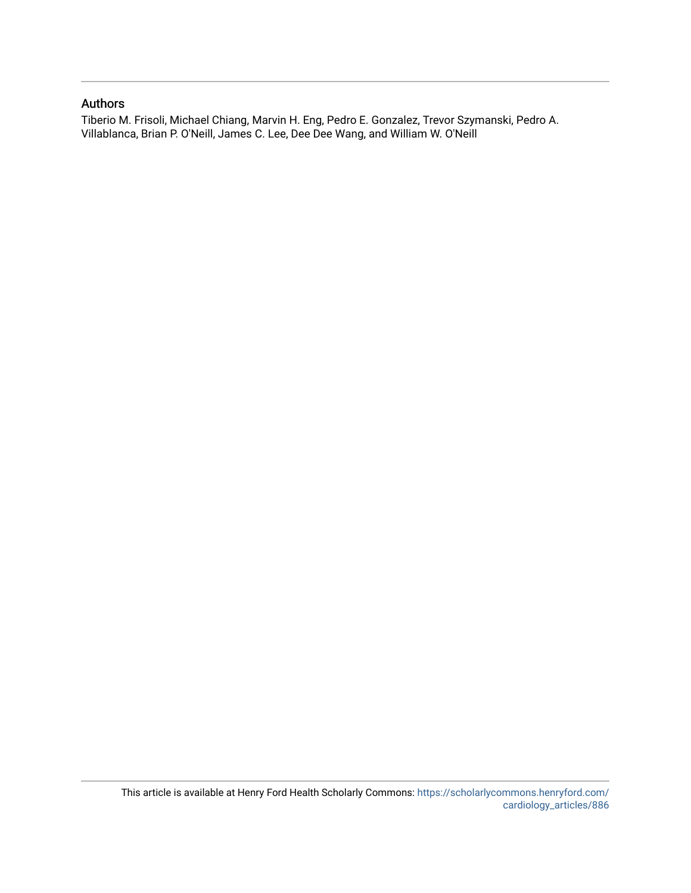## Authors

Tiberio M. Frisoli, Michael Chiang, Marvin H. Eng, Pedro E. Gonzalez, Trevor Szymanski, Pedro A. Villablanca, Brian P. O'Neill, James C. Lee, Dee Dee Wang, and William W. O'Neill

This article is available at Henry Ford Health Scholarly Commons: https://scholarlycommons.henryford.com/cardiology_articles/886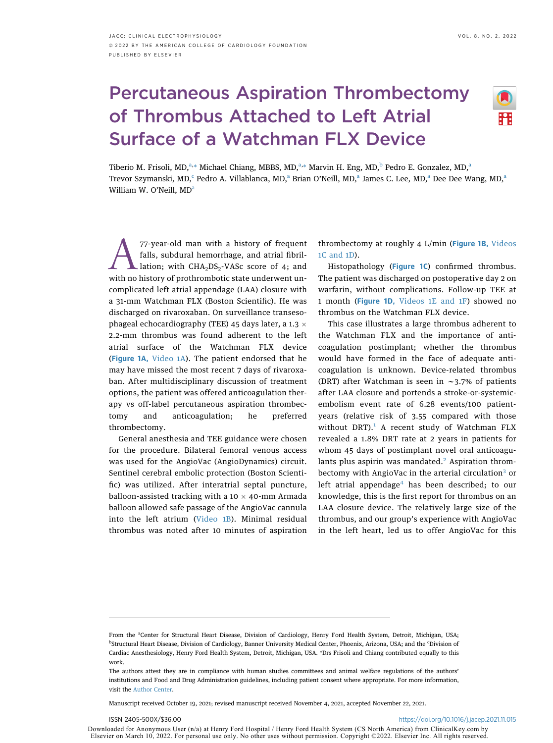# Percutaneous Aspiration Thrombectomy of Thrombus Attached to Left Atrial Surface of a Watchman FLX Device

Tiberio M. Frisoli, MD,[a,*] Michael Chiang, MBBS, MD,[a,*] Marvin H. Eng, MD,[b] Pedro E. Gonzalez, MD,[a] Trevor Szymanski, MD,[c] Pedro A. Villablanca, MD,[a] Brian O'Neill, MD,[a] James C. Lee, MD,[a] Dee Dee Wang, MD,[a] William W. O'Neill, MD[a]

A 77-year-old man with a history of frequent falls, subdural hemorrhage, and atrial fibrillation; with $CHA_2DS_2$-VASc score of 4; and with no history of prothrombotic state underwent uncomplicated left atrial appendage (LAA) closure with a 31-mm Watchman FLX (Boston Scientific). He was discharged on rivaroxaban. On surveillance transesophageal echocardiography (TEE) 45 days later, a 1.3 × 2.2-mm thrombus was found adherent to the left atrial surface of the Watchman FLX device (**Figure 1A**, Video 1A). The patient endorsed that he may have missed the most recent 7 days of rivaroxaban. After multidisciplinary discussion of treatment options, the patient was offered anticoagulation therapy vs off-label percutaneous aspiration thrombectomy and anticoagulation; he preferred thrombectomy.

General anesthesia and TEE guidance were chosen for the procedure. Bilateral femoral venous access was used for the AngioVac (AngioDynamics) circuit. Sentinel cerebral embolic protection (Boston Scientific) was utilized. After interatrial septal puncture, balloon-assisted tracking with a 10 × 40-mm Armada balloon allowed safe passage of the AngioVac cannula into the left atrium (Video 1B). Minimal residual thrombus was noted after 10 minutes of aspiration thrombectomy at roughly 4 L/min (**Figure 1B**, Videos 1C and 1D).

Histopathology (**Figure 1C**) confirmed thrombus. The patient was discharged on postoperative day 2 on warfarin, without complications. Follow-up TEE at 1 month (**Figure 1D**, Videos 1E and 1F) showed no thrombus on the Watchman FLX device.

This case illustrates a large thrombus adherent to the Watchman FLX and the importance of anticoagulation postimplant; whether the thrombus would have formed in the face of adequate anticoagulation is unknown. Device-related thrombus (DRT) after Watchman is seen in ~3.7% of patients after LAA closure and portends a stroke-or-systemic-embolism event rate of 6.28 events/100 patient-years (relative risk of 3.55 compared with those without DRT).[1] A recent study of Watchman FLX revealed a 1.8% DRT rate at 2 years in patients for whom 45 days of postimplant novel oral anticoagulants plus aspirin was mandated.[2] Aspiration thrombectomy with AngioVac in the arterial circulation[3] or left atrial appendage[4] has been described; to our knowledge, this is the first report for thrombus on an LAA closure device. The relatively large size of the thrombus, and our group's experience with AngioVac in the left heart, led us to offer AngioVac for this

---

From the [a]Center for Structural Heart Disease, Division of Cardiology, Henry Ford Health System, Detroit, Michigan, USA; [b]Structural Heart Disease, Division of Cardiology, Banner University Medical Center, Phoenix, Arizona, USA; and the [c]Division of Cardiac Anesthesiology, Henry Ford Health System, Detroit, Michigan, USA. *Drs Frisoli and Chiang contributed equally to this work.

The authors attest they are in compliance with human studies committees and animal welfare regulations of the authors' institutions and Food and Drug Administration guidelines, including patient consent where appropriate. For more information, visit the Author Center.

Manuscript received October 19, 2021; revised manuscript received November 4, 2021, accepted November 22, 2021.

ISSN 2405-500X/$36.00 https://doi.org/10.1016/j.jacep.2021.11.015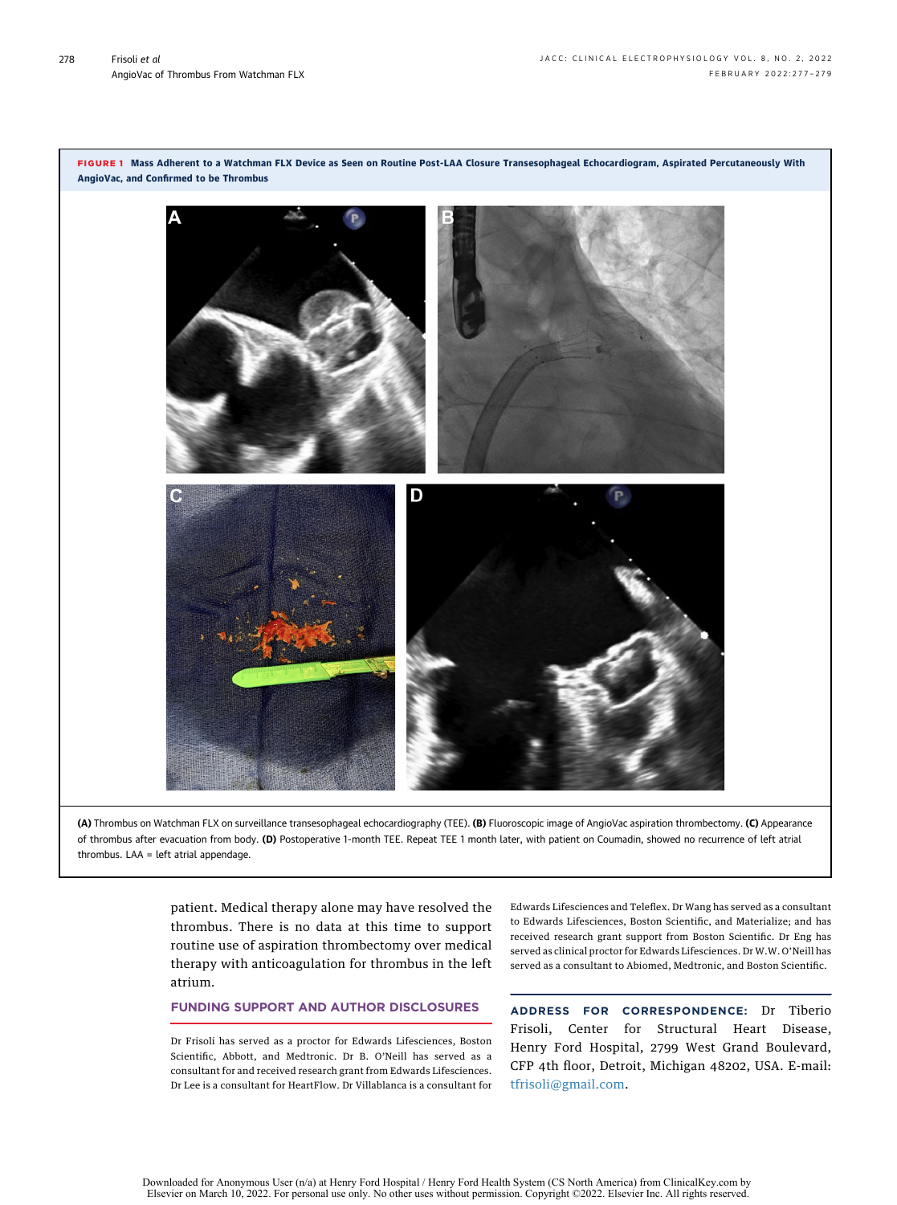**FIGURE 1 Mass Adherent to a Watchman FLX Device as Seen on Routine Post-LAA Closure Transesophageal Echocardiogram, Aspirated Percutaneously With AngioVac, and Confirmed to be Thrombus**

**(A)** Thrombus on Watchman FLX on surveillance transesophageal echocardiography (TEE). **(B)** Fluoroscopic image of AngioVac aspiration thrombectomy. **(C)** Appearance of thrombus after evacuation from body. **(D)** Postoperative 1-month TEE. Repeat TEE 1 month later, with patient on Coumadin, showed no recurrence of left atrial thrombus. LAA = left atrial appendage.

patient. Medical therapy alone may have resolved the thrombus. There is no data at this time to support routine use of aspiration thrombectomy over medical therapy with anticoagulation for thrombus in the left atrium.

## FUNDING SUPPORT AND AUTHOR DISCLOSURES

Dr Frisoli has served as a proctor for Edwards Lifesciences, Boston Scientific, Abbott, and Medtronic. Dr B. O'Neill has served as a consultant for and received research grant from Edwards Lifesciences. Dr Lee is a consultant for HeartFlow. Dr Villablanca is a consultant for Edwards Lifesciences and Teleflex. Dr Wang has served as a consultant to Edwards Lifesciences, Boston Scientific, and Materialize; and has received research grant support from Boston Scientific. Dr Eng has served as clinical proctor for Edwards Lifesciences. Dr W.W. O'Neill has served as a consultant to Abiomed, Medtronic, and Boston Scientific.

**ADDRESS FOR CORRESPONDENCE:** Dr Tiberio Frisoli, Center for Structural Heart Disease, Henry Ford Hospital, 2799 West Grand Boulevard, CFP 4th floor, Detroit, Michigan 48202, USA. E-mail: tfrisoli@gmail.com.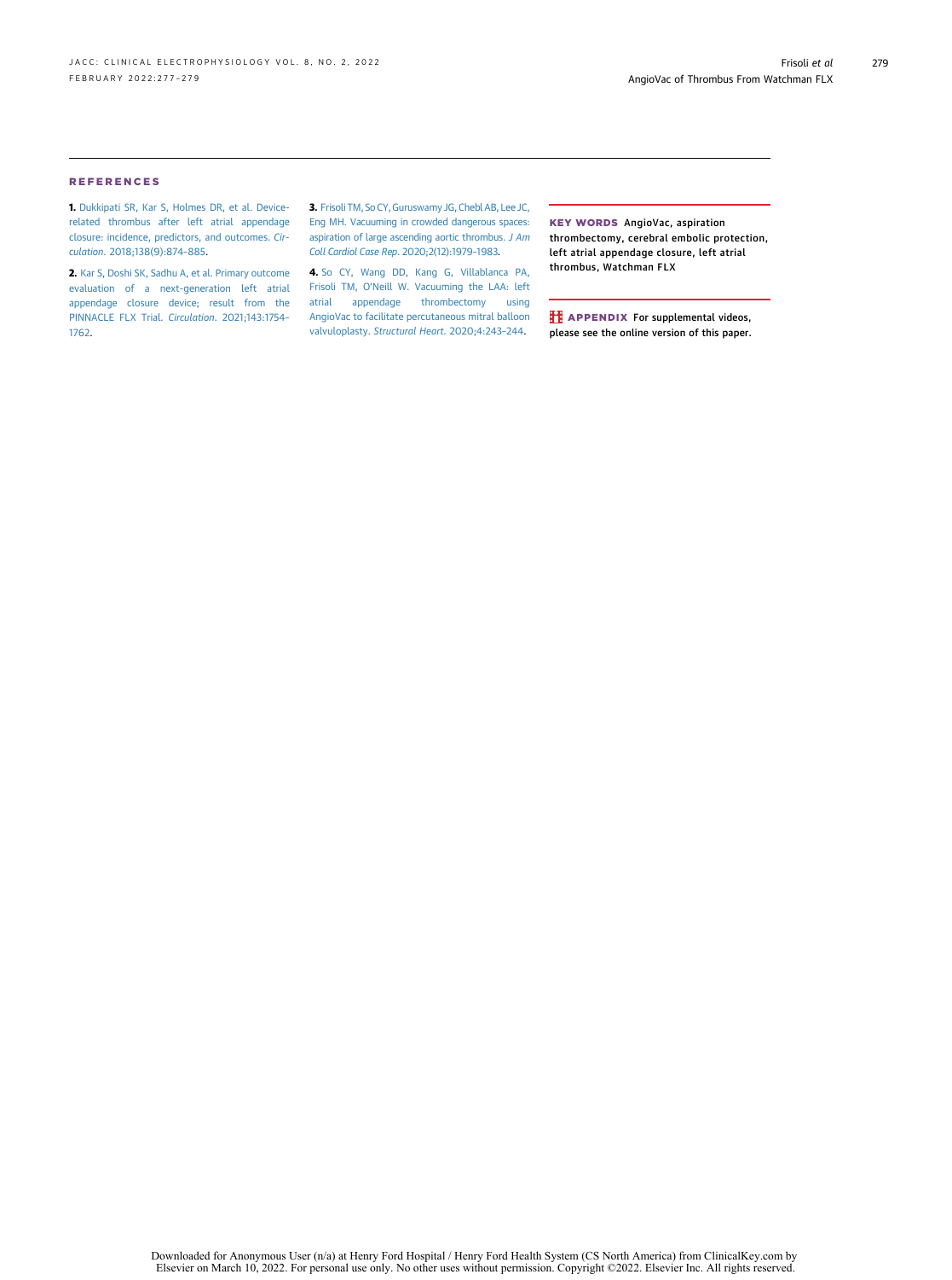## REFERENCES

1. Dukkipati SR, Kar S, Holmes DR, et al. Device-related thrombus after left atrial appendage closure: incidence, predictors, and outcomes. *Circulation*. 2018;138(9):874–885.

2. Kar S, Doshi SK, Sadhu A, et al. Primary outcome evaluation of a next-generation left atrial appendage closure device; result from the PINNACLE FLX Trial. *Circulation*. 2021;143:1754–1762.

3. Frisoli TM, So CY, Guruswamy JG, Chebl AB, Lee JC, Eng MH. Vacuuming in crowded dangerous spaces: aspiration of large ascending aortic thrombus. *J Am Coll Cardiol Case Rep*. 2020;2(12):1979–1983.

4. So CY, Wang DD, Kang G, Villablanca PA, Frisoli TM, O'Neill W. Vacuuming the LAA: left atrial appendage thrombectomy using AngioVac to facilitate percutaneous mitral balloon valvuloplasty. *Structural Heart*. 2020;4:243–244.

**KEY WORDS** AngioVac, aspiration thrombectomy, cerebral embolic protection, left atrial appendage closure, left atrial thrombus, Watchman FLX

**APPENDIX** For supplemental videos, please see the online version of this paper.

Downloaded for Anonymous User (n/a) at Henry Ford Hospital / Henry Ford Health System (CS North America) from ClinicalKey.com by Elsevier on March 10, 2022. For personal use only. No other uses without permission. Copyright ©2022. Elsevier Inc. All rights reserved.